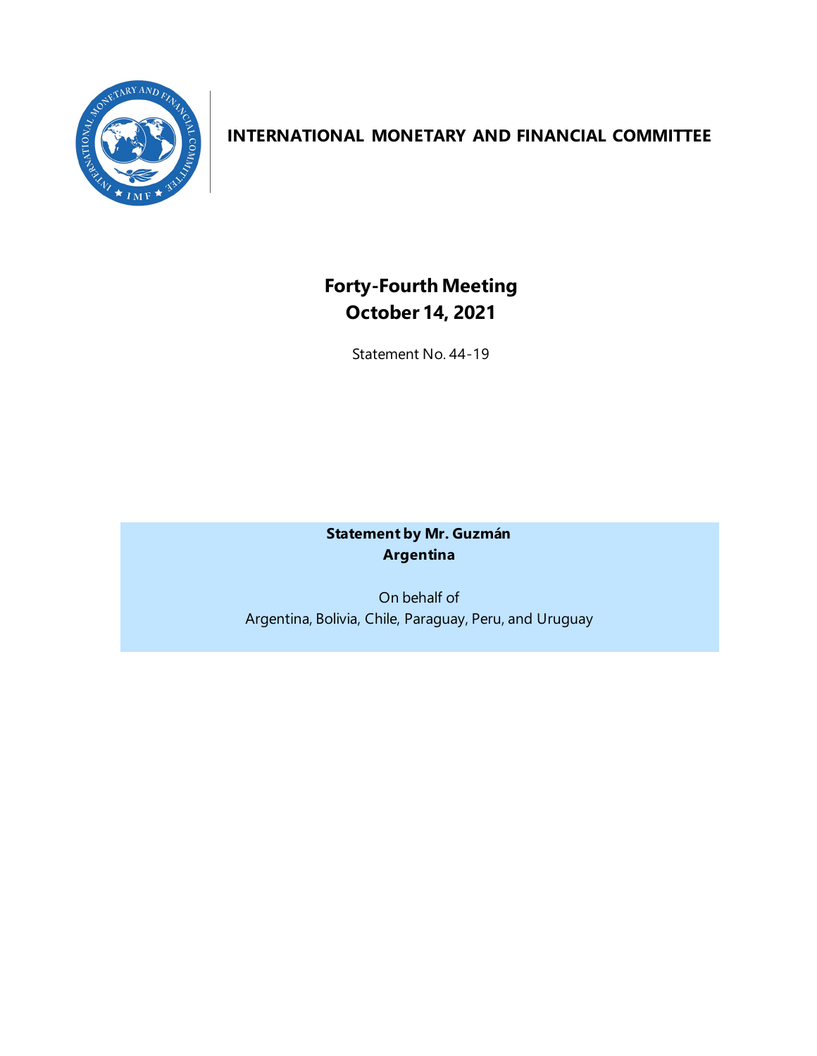# INTERNATIONAL MONETARY AND FINANCIAL COMMITTEE

## Forty-Fourth Meeting
## October 14, 2021

Statement No. 44-19

**Statement by Mr. Guzmán**
**Argentina**

On behalf of
Argentina, Bolivia, Chile, Paraguay, Peru, and Uruguay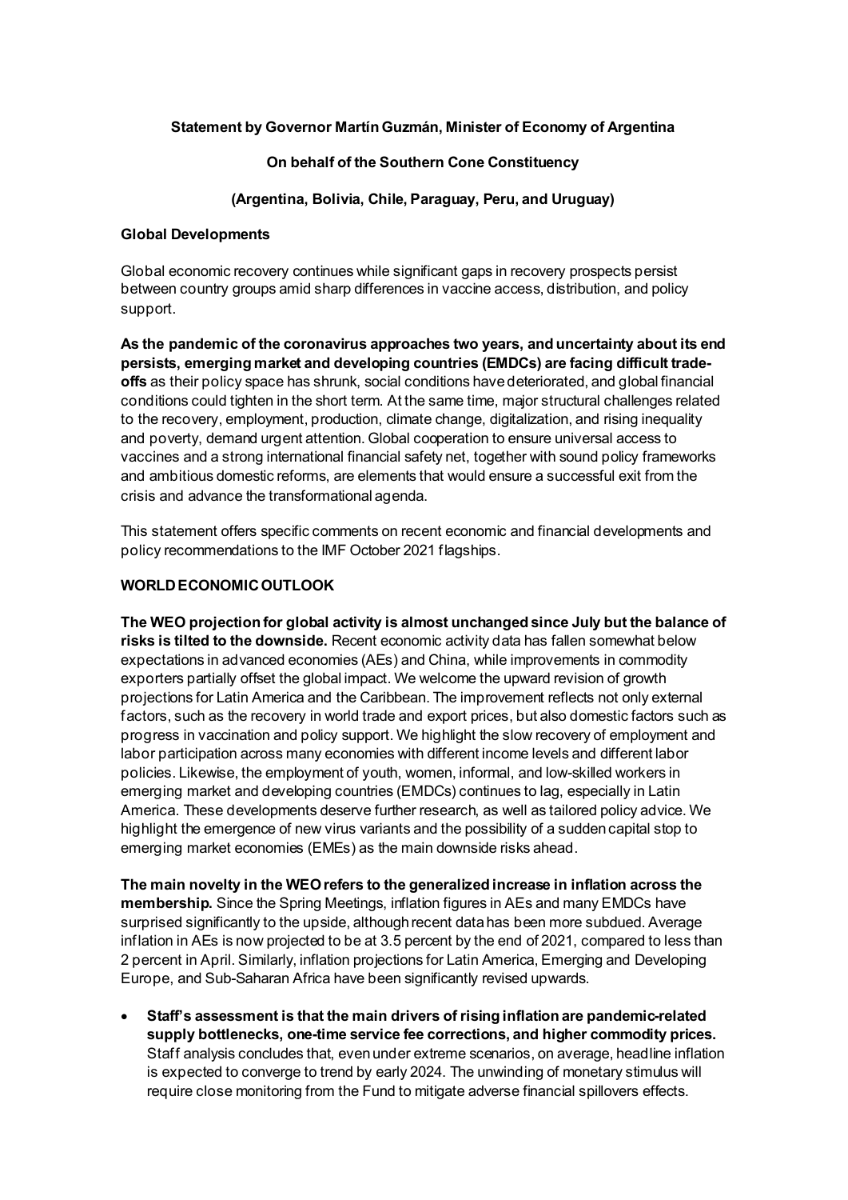**Statement by Governor Martín Guzmán, Minister of Economy of Argentina**

**On behalf of the Southern Cone Constituency**

**(Argentina, Bolivia, Chile, Paraguay, Peru, and Uruguay)**

**Global Developments**

Global economic recovery continues while significant gaps in recovery prospects persist between country groups amid sharp differences in vaccine access, distribution, and policy support.

**As the pandemic of the coronavirus approaches two years, and uncertainty about its end persists, emerging market and developing countries (EMDCs) are facing difficult trade-offs** as their policy space has shrunk, social conditions have deteriorated, and global financial conditions could tighten in the short term. At the same time, major structural challenges related to the recovery, employment, production, climate change, digitalization, and rising inequality and poverty, demand urgent attention. Global cooperation to ensure universal access to vaccines and a strong international financial safety net, together with sound policy frameworks and ambitious domestic reforms, are elements that would ensure a successful exit from the crisis and advance the transformational agenda.

This statement offers specific comments on recent economic and financial developments and policy recommendations to the IMF October 2021 flagships.

**WORLD ECONOMIC OUTLOOK**

**The WEO projection for global activity is almost unchanged since July but the balance of risks is tilted to the downside.** Recent economic activity data has fallen somewhat below expectations in advanced economies (AEs) and China, while improvements in commodity exporters partially offset the global impact. We welcome the upward revision of growth projections for Latin America and the Caribbean. The improvement reflects not only external factors, such as the recovery in world trade and export prices, but also domestic factors such as progress in vaccination and policy support. We highlight the slow recovery of employment and labor participation across many economies with different income levels and different labor policies. Likewise, the employment of youth, women, informal, and low-skilled workers in emerging market and developing countries (EMDCs) continues to lag, especially in Latin America. These developments deserve further research, as well as tailored policy advice. We highlight the emergence of new virus variants and the possibility of a sudden capital stop to emerging market economies (EMEs) as the main downside risks ahead.

**The main novelty in the WEO refers to the generalized increase in inflation across the membership.** Since the Spring Meetings, inflation figures in AEs and many EMDCs have surprised significantly to the upside, although recent data has been more subdued. Average inflation in AEs is now projected to be at 3.5 percent by the end of 2021, compared to less than 2 percent in April. Similarly, inflation projections for Latin America, Emerging and Developing Europe, and Sub-Saharan Africa have been significantly revised upwards.

- **Staff's assessment is that the main drivers of rising inflation are pandemic-related supply bottlenecks, one-time service fee corrections, and higher commodity prices.** Staff analysis concludes that, even under extreme scenarios, on average, headline inflation is expected to converge to trend by early 2024. The unwinding of monetary stimulus will require close monitoring from the Fund to mitigate adverse financial spillovers effects.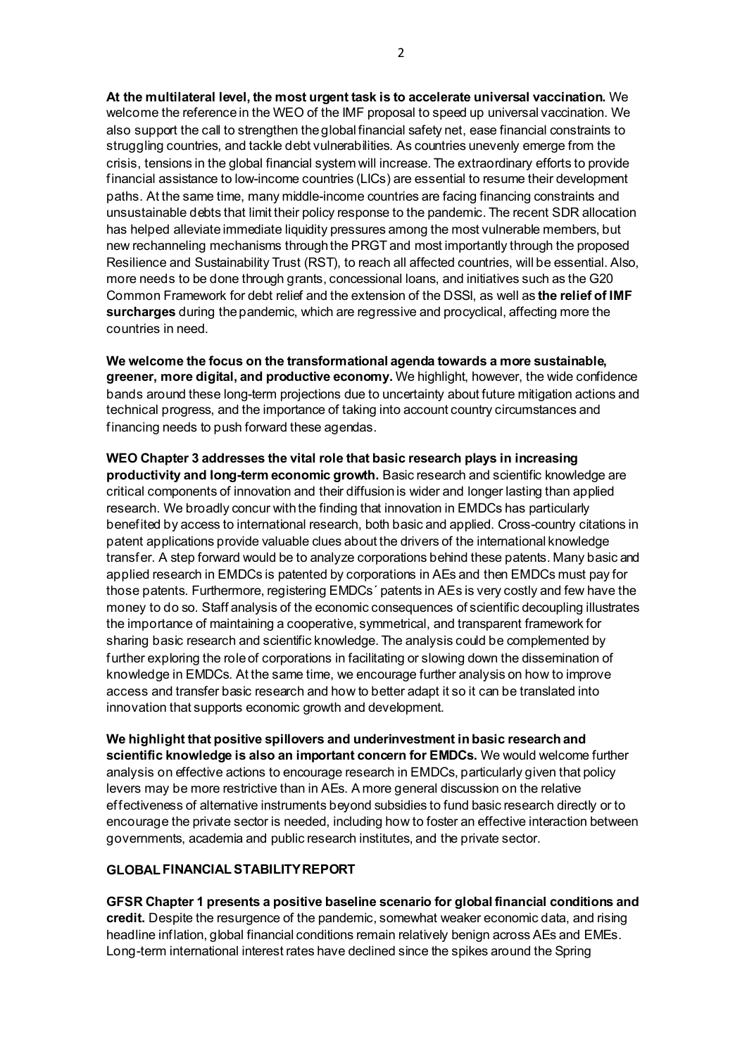**At the multilateral level, the most urgent task is to accelerate universal vaccination.** We welcome the reference in the WEO of the IMF proposal to speed up universal vaccination. We also support the call to strengthen the global financial safety net, ease financial constraints to struggling countries, and tackle debt vulnerabilities. As countries unevenly emerge from the crisis, tensions in the global financial system will increase. The extraordinary efforts to provide financial assistance to low-income countries (LICs) are essential to resume their development paths. At the same time, many middle-income countries are facing financing constraints and unsustainable debts that limit their policy response to the pandemic. The recent SDR allocation has helped alleviate immediate liquidity pressures among the most vulnerable members, but new rechanneling mechanisms through the PRGT and most importantly through the proposed Resilience and Sustainability Trust (RST), to reach all affected countries, will be essential. Also, more needs to be done through grants, concessional loans, and initiatives such as the G20 Common Framework for debt relief and the extension of the DSSI, as well as **the relief of IMF surcharges** during the pandemic, which are regressive and procyclical, affecting more the countries in need.

**We welcome the focus on the transformational agenda towards a more sustainable, greener, more digital, and productive economy.** We highlight, however, the wide confidence bands around these long-term projections due to uncertainty about future mitigation actions and technical progress, and the importance of taking into account country circumstances and financing needs to push forward these agendas.

**WEO Chapter 3 addresses the vital role that basic research plays in increasing productivity and long-term economic growth.** Basic research and scientific knowledge are critical components of innovation and their diffusion is wider and longer lasting than applied research. We broadly concur with the finding that innovation in EMDCs has particularly benefited by access to international research, both basic and applied. Cross-country citations in patent applications provide valuable clues about the drivers of the international knowledge transfer. A step forward would be to analyze corporations behind these patents. Many basic and applied research in EMDCs is patented by corporations in AEs and then EMDCs must pay for those patents. Furthermore, registering EMDCs´ patents in AEs is very costly and few have the money to do so. Staff analysis of the economic consequences of scientific decoupling illustrates the importance of maintaining a cooperative, symmetrical, and transparent framework for sharing basic research and scientific knowledge. The analysis could be complemented by further exploring the role of corporations in facilitating or slowing down the dissemination of knowledge in EMDCs. At the same time, we encourage further analysis on how to improve access and transfer basic research and how to better adapt it so it can be translated into innovation that supports economic growth and development.

**We highlight that positive spillovers and underinvestment in basic research and scientific knowledge is also an important concern for EMDCs.** We would welcome further analysis on effective actions to encourage research in EMDCs, particularly given that policy levers may be more restrictive than in AEs. A more general discussion on the relative effectiveness of alternative instruments beyond subsidies to fund basic research directly or to encourage the private sector is needed, including how to foster an effective interaction between governments, academia and public research institutes, and the private sector.

## GLOBAL FINANCIAL STABILITY REPORT

**GFSR Chapter 1 presents a positive baseline scenario for global financial conditions and credit.** Despite the resurgence of the pandemic, somewhat weaker economic data, and rising headline inflation, global financial conditions remain relatively benign across AEs and EMEs. Long-term international interest rates have declined since the spikes around the Spring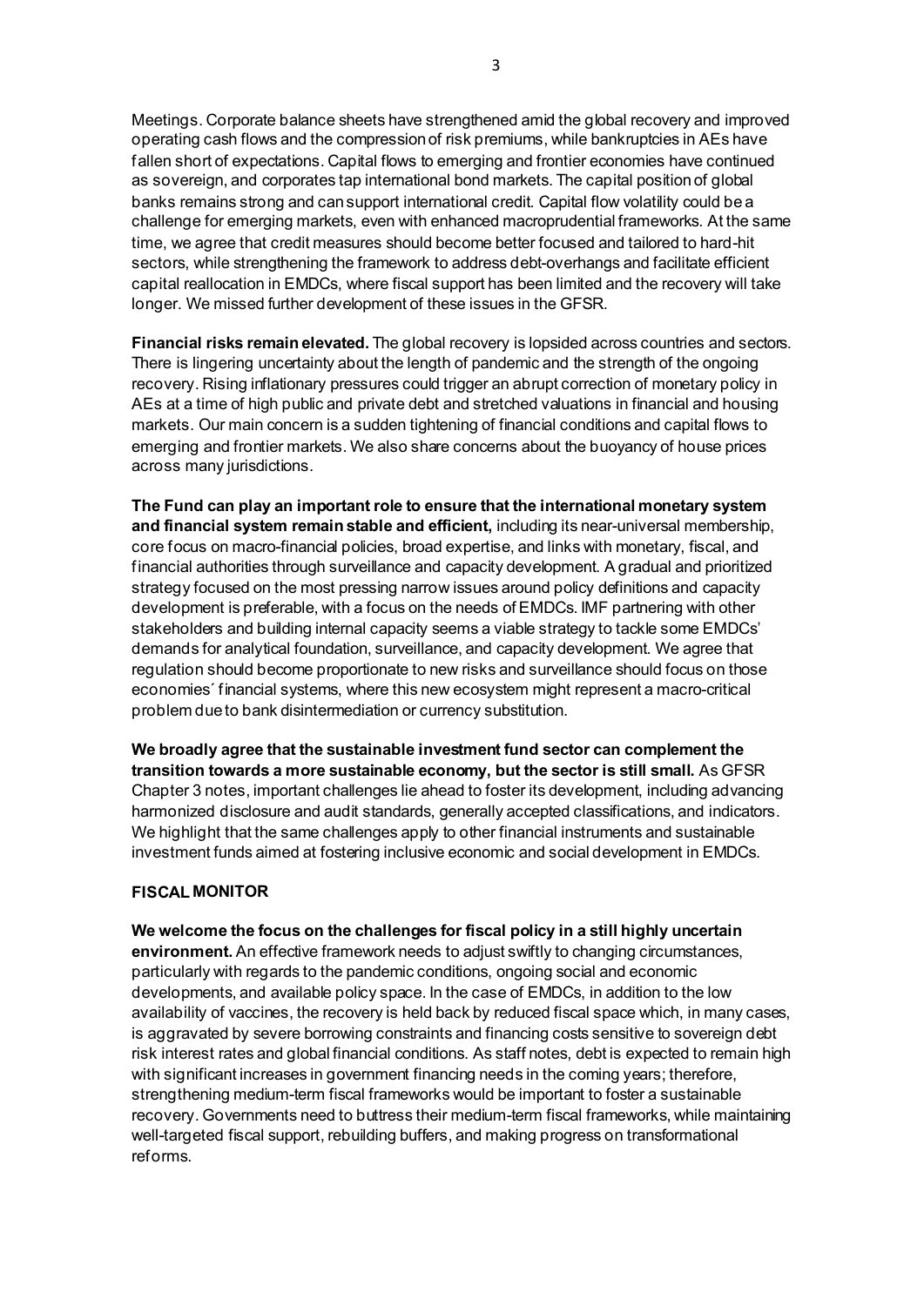Meetings. Corporate balance sheets have strengthened amid the global recovery and improved operating cash flows and the compression of risk premiums, while bankruptcies in AEs have fallen short of expectations. Capital flows to emerging and frontier economies have continued as sovereign, and corporates tap international bond markets. The capital position of global banks remains strong and can support international credit. Capital flow volatility could be a challenge for emerging markets, even with enhanced macroprudential frameworks. At the same time, we agree that credit measures should become better focused and tailored to hard-hit sectors, while strengthening the framework to address debt-overhangs and facilitate efficient capital reallocation in EMDCs, where fiscal support has been limited and the recovery will take longer. We missed further development of these issues in the GFSR.

**Financial risks remain elevated.** The global recovery is lopsided across countries and sectors. There is lingering uncertainty about the length of pandemic and the strength of the ongoing recovery. Rising inflationary pressures could trigger an abrupt correction of monetary policy in AEs at a time of high public and private debt and stretched valuations in financial and housing markets. Our main concern is a sudden tightening of financial conditions and capital flows to emerging and frontier markets. We also share concerns about the buoyancy of house prices across many jurisdictions.

**The Fund can play an important role to ensure that the international monetary system and financial system remain stable and efficient,** including its near-universal membership, core focus on macro-financial policies, broad expertise, and links with monetary, fiscal, and financial authorities through surveillance and capacity development. A gradual and prioritized strategy focused on the most pressing narrow issues around policy definitions and capacity development is preferable, with a focus on the needs of EMDCs. IMF partnering with other stakeholders and building internal capacity seems a viable strategy to tackle some EMDCs' demands for analytical foundation, surveillance, and capacity development. We agree that regulation should become proportionate to new risks and surveillance should focus on those economies´ financial systems, where this new ecosystem might represent a macro-critical problem due to bank disintermediation or currency substitution.

**We broadly agree that the sustainable investment fund sector can complement the transition towards a more sustainable economy, but the sector is still small.** As GFSR Chapter 3 notes, important challenges lie ahead to foster its development, including advancing harmonized disclosure and audit standards, generally accepted classifications, and indicators. We highlight that the same challenges apply to other financial instruments and sustainable investment funds aimed at fostering inclusive economic and social development in EMDCs.

## FISCAL MONITOR

**We welcome the focus on the challenges for fiscal policy in a still highly uncertain environment.** An effective framework needs to adjust swiftly to changing circumstances, particularly with regards to the pandemic conditions, ongoing social and economic developments, and available policy space. In the case of EMDCs, in addition to the low availability of vaccines, the recovery is held back by reduced fiscal space which, in many cases, is aggravated by severe borrowing constraints and financing costs sensitive to sovereign debt risk interest rates and global financial conditions. As staff notes, debt is expected to remain high with significant increases in government financing needs in the coming years; therefore, strengthening medium-term fiscal frameworks would be important to foster a sustainable recovery. Governments need to buttress their medium-term fiscal frameworks, while maintaining well-targeted fiscal support, rebuilding buffers, and making progress on transformational reforms.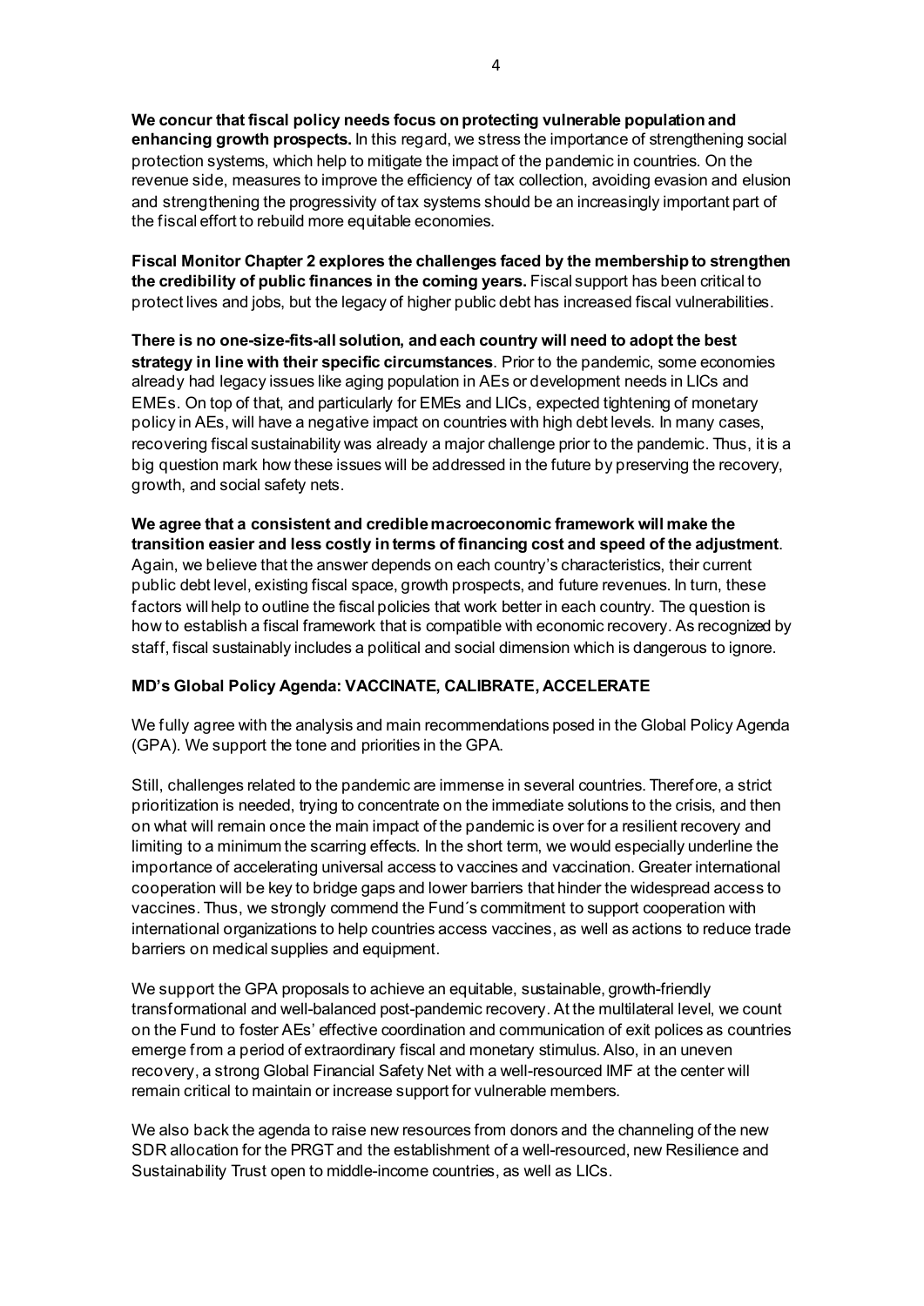**We concur that fiscal policy needs focus on protecting vulnerable population and enhancing growth prospects.** In this regard, we stress the importance of strengthening social protection systems, which help to mitigate the impact of the pandemic in countries. On the revenue side, measures to improve the efficiency of tax collection, avoiding evasion and elusion and strengthening the progressivity of tax systems should be an increasingly important part of the fiscal effort to rebuild more equitable economies.

**Fiscal Monitor Chapter 2 explores the challenges faced by the membership to strengthen the credibility of public finances in the coming years.** Fiscal support has been critical to protect lives and jobs, but the legacy of higher public debt has increased fiscal vulnerabilities.

**There is no one-size-fits-all solution, and each country will need to adopt the best strategy in line with their specific circumstances**. Prior to the pandemic, some economies already had legacy issues like aging population in AEs or development needs in LICs and EMEs. On top of that, and particularly for EMEs and LICs, expected tightening of monetary policy in AEs, will have a negative impact on countries with high debt levels. In many cases, recovering fiscal sustainability was already a major challenge prior to the pandemic. Thus, it is a big question mark how these issues will be addressed in the future by preserving the recovery, growth, and social safety nets.

**We agree that a consistent and credible macroeconomic framework will make the transition easier and less costly in terms of financing cost and speed of the adjustment**. Again, we believe that the answer depends on each country's characteristics, their current public debt level, existing fiscal space, growth prospects, and future revenues. In turn, these factors will help to outline the fiscal policies that work better in each country. The question is how to establish a fiscal framework that is compatible with economic recovery. As recognized by staff, fiscal sustainably includes a political and social dimension which is dangerous to ignore.

**MD's Global Policy Agenda: VACCINATE, CALIBRATE, ACCELERATE**

We fully agree with the analysis and main recommendations posed in the Global Policy Agenda (GPA). We support the tone and priorities in the GPA.

Still, challenges related to the pandemic are immense in several countries. Therefore, a strict prioritization is needed, trying to concentrate on the immediate solutions to the crisis, and then on what will remain once the main impact of the pandemic is over for a resilient recovery and limiting to a minimum the scarring effects. In the short term, we would especially underline the importance of accelerating universal access to vaccines and vaccination. Greater international cooperation will be key to bridge gaps and lower barriers that hinder the widespread access to vaccines. Thus, we strongly commend the Fund´s commitment to support cooperation with international organizations to help countries access vaccines, as well as actions to reduce trade barriers on medical supplies and equipment.

We support the GPA proposals to achieve an equitable, sustainable, growth-friendly transformational and well-balanced post-pandemic recovery. At the multilateral level, we count on the Fund to foster AEs' effective coordination and communication of exit polices as countries emerge from a period of extraordinary fiscal and monetary stimulus. Also, in an uneven recovery, a strong Global Financial Safety Net with a well-resourced IMF at the center will remain critical to maintain or increase support for vulnerable members.

We also back the agenda to raise new resources from donors and the channeling of the new SDR allocation for the PRGT and the establishment of a well-resourced, new Resilience and Sustainability Trust open to middle-income countries, as well as LICs.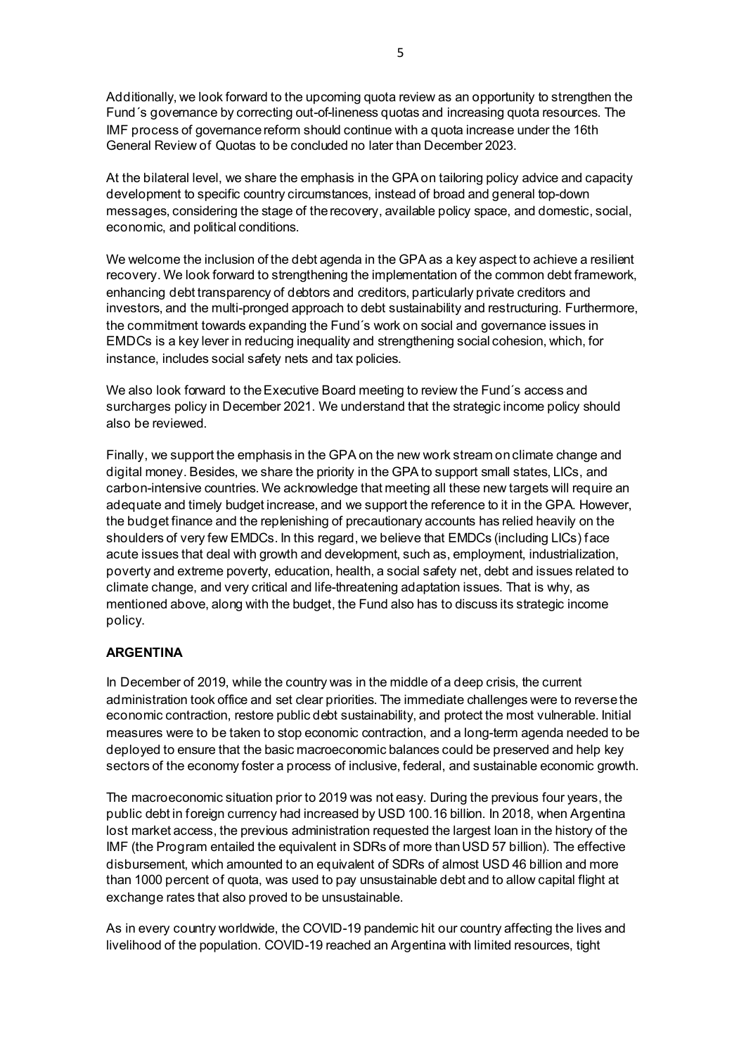Additionally, we look forward to the upcoming quota review as an opportunity to strengthen the Fund´s governance by correcting out-of-lineness quotas and increasing quota resources. The IMF process of governance reform should continue with a quota increase under the 16th General Review of Quotas to be concluded no later than December 2023.

At the bilateral level, we share the emphasis in the GPA on tailoring policy advice and capacity development to specific country circumstances, instead of broad and general top-down messages, considering the stage of the recovery, available policy space, and domestic, social, economic, and political conditions.

We welcome the inclusion of the debt agenda in the GPA as a key aspect to achieve a resilient recovery. We look forward to strengthening the implementation of the common debt framework, enhancing debt transparency of debtors and creditors, particularly private creditors and investors, and the multi-pronged approach to debt sustainability and restructuring. Furthermore, the commitment towards expanding the Fund´s work on social and governance issues in EMDCs is a key lever in reducing inequality and strengthening social cohesion, which, for instance, includes social safety nets and tax policies.

We also look forward to the Executive Board meeting to review the Fund´s access and surcharges policy in December 2021. We understand that the strategic income policy should also be reviewed.

Finally, we support the emphasis in the GPA on the new work stream on climate change and digital money. Besides, we share the priority in the GPA to support small states, LICs, and carbon-intensive countries. We acknowledge that meeting all these new targets will require an adequate and timely budget increase, and we support the reference to it in the GPA. However, the budget finance and the replenishing of precautionary accounts has relied heavily on the shoulders of very few EMDCs. In this regard, we believe that EMDCs (including LICs) face acute issues that deal with growth and development, such as, employment, industrialization, poverty and extreme poverty, education, health, a social safety net, debt and issues related to climate change, and very critical and life-threatening adaptation issues. That is why, as mentioned above, along with the budget, the Fund also has to discuss its strategic income policy.

**ARGENTINA**

In December of 2019, while the country was in the middle of a deep crisis, the current administration took office and set clear priorities. The immediate challenges were to reverse the economic contraction, restore public debt sustainability, and protect the most vulnerable. Initial measures were to be taken to stop economic contraction, and a long-term agenda needed to be deployed to ensure that the basic macroeconomic balances could be preserved and help key sectors of the economy foster a process of inclusive, federal, and sustainable economic growth.

The macroeconomic situation prior to 2019 was not easy. During the previous four years, the public debt in foreign currency had increased by USD 100.16 billion. In 2018, when Argentina lost market access, the previous administration requested the largest loan in the history of the IMF (the Program entailed the equivalent in SDRs of more than USD 57 billion). The effective disbursement, which amounted to an equivalent of SDRs of almost USD 46 billion and more than 1000 percent of quota, was used to pay unsustainable debt and to allow capital flight at exchange rates that also proved to be unsustainable.

As in every country worldwide, the COVID-19 pandemic hit our country affecting the lives and livelihood of the population. COVID-19 reached an Argentina with limited resources, tight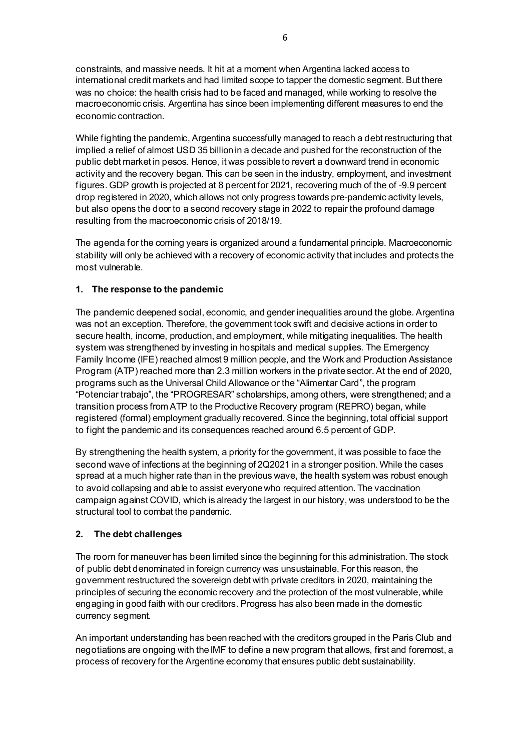constraints, and massive needs. It hit at a moment when Argentina lacked access to international credit markets and had limited scope to tapper the domestic segment. But there was no choice: the health crisis had to be faced and managed, while working to resolve the macroeconomic crisis. Argentina has since been implementing different measures to end the economic contraction.

While fighting the pandemic, Argentina successfully managed to reach a debt restructuring that implied a relief of almost USD 35 billion in a decade and pushed for the reconstruction of the public debt market in pesos. Hence, it was possible to revert a downward trend in economic activity and the recovery began. This can be seen in the industry, employment, and investment figures. GDP growth is projected at 8 percent for 2021, recovering much of the of -9.9 percent drop registered in 2020, which allows not only progress towards pre-pandemic activity levels, but also opens the door to a second recovery stage in 2022 to repair the profound damage resulting from the macroeconomic crisis of 2018/19.

The agenda for the coming years is organized around a fundamental principle. Macroeconomic stability will only be achieved with a recovery of economic activity that includes and protects the most vulnerable.

## 1. The response to the pandemic

The pandemic deepened social, economic, and gender inequalities around the globe. Argentina was not an exception. Therefore, the government took swift and decisive actions in order to secure health, income, production, and employment, while mitigating inequalities. The health system was strengthened by investing in hospitals and medical supplies. The Emergency Family Income (IFE) reached almost 9 million people, and the Work and Production Assistance Program (ATP) reached more than 2.3 million workers in the private sector. At the end of 2020, programs such as the Universal Child Allowance or the "Alimentar Card", the program "Potenciar trabajo", the "PROGRESAR" scholarships, among others, were strengthened; and a transition process from ATP to the Productive Recovery program (REPRO) began, while registered (formal) employment gradually recovered. Since the beginning, total official support to fight the pandemic and its consequences reached around 6.5 percent of GDP.

By strengthening the health system, a priority for the government, it was possible to face the second wave of infections at the beginning of 2Q2021 in a stronger position. While the cases spread at a much higher rate than in the previous wave, the health system was robust enough to avoid collapsing and able to assist everyone who required attention. The vaccination campaign against COVID, which is already the largest in our history, was understood to be the structural tool to combat the pandemic.

## 2. The debt challenges

The room for maneuver has been limited since the beginning for this administration. The stock of public debt denominated in foreign currency was unsustainable. For this reason, the government restructured the sovereign debt with private creditors in 2020, maintaining the principles of securing the economic recovery and the protection of the most vulnerable, while engaging in good faith with our creditors. Progress has also been made in the domestic currency segment.

An important understanding has been reached with the creditors grouped in the Paris Club and negotiations are ongoing with the IMF to define a new program that allows, first and foremost, a process of recovery for the Argentine economy that ensures public debt sustainability.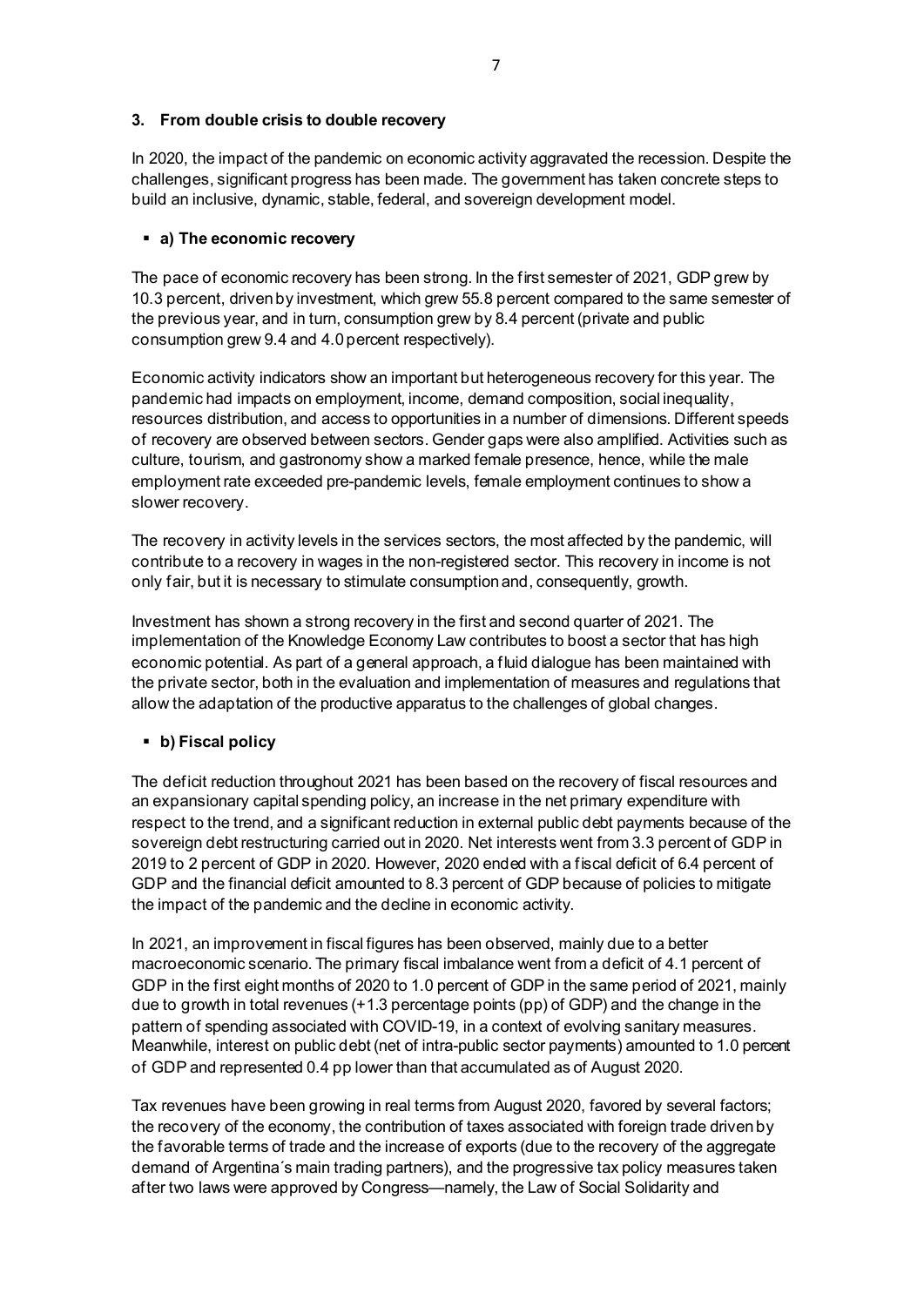## 3. From double crisis to double recovery

In 2020, the impact of the pandemic on economic activity aggravated the recession. Despite the challenges, significant progress has been made. The government has taken concrete steps to build an inclusive, dynamic, stable, federal, and sovereign development model.

- **a) The economic recovery**

The pace of economic recovery has been strong. In the first semester of 2021, GDP grew by 10.3 percent, driven by investment, which grew 55.8 percent compared to the same semester of the previous year, and in turn, consumption grew by 8.4 percent (private and public consumption grew 9.4 and 4.0 percent respectively).

Economic activity indicators show an important but heterogeneous recovery for this year. The pandemic had impacts on employment, income, demand composition, social inequality, resources distribution, and access to opportunities in a number of dimensions. Different speeds of recovery are observed between sectors. Gender gaps were also amplified. Activities such as culture, tourism, and gastronomy show a marked female presence, hence, while the male employment rate exceeded pre-pandemic levels, female employment continues to show a slower recovery.

The recovery in activity levels in the services sectors, the most affected by the pandemic, will contribute to a recovery in wages in the non-registered sector. This recovery in income is not only fair, but it is necessary to stimulate consumption and, consequently, growth.

Investment has shown a strong recovery in the first and second quarter of 2021. The implementation of the Knowledge Economy Law contributes to boost a sector that has high economic potential. As part of a general approach, a fluid dialogue has been maintained with the private sector, both in the evaluation and implementation of measures and regulations that allow the adaptation of the productive apparatus to the challenges of global changes.

- **b) Fiscal policy**

The deficit reduction throughout 2021 has been based on the recovery of fiscal resources and an expansionary capital spending policy, an increase in the net primary expenditure with respect to the trend, and a significant reduction in external public debt payments because of the sovereign debt restructuring carried out in 2020. Net interests went from 3.3 percent of GDP in 2019 to 2 percent of GDP in 2020. However, 2020 ended with a fiscal deficit of 6.4 percent of GDP and the financial deficit amounted to 8.3 percent of GDP because of policies to mitigate the impact of the pandemic and the decline in economic activity.

In 2021, an improvement in fiscal figures has been observed, mainly due to a better macroeconomic scenario. The primary fiscal imbalance went from a deficit of 4.1 percent of GDP in the first eight months of 2020 to 1.0 percent of GDP in the same period of 2021, mainly due to growth in total revenues (+1.3 percentage points (pp) of GDP) and the change in the pattern of spending associated with COVID-19, in a context of evolving sanitary measures. Meanwhile, interest on public debt (net of intra-public sector payments) amounted to 1.0 percent of GDP and represented 0.4 pp lower than that accumulated as of August 2020.

Tax revenues have been growing in real terms from August 2020, favored by several factors; the recovery of the economy, the contribution of taxes associated with foreign trade driven by the favorable terms of trade and the increase of exports (due to the recovery of the aggregate demand of Argentina´s main trading partners), and the progressive tax policy measures taken after two laws were approved by Congress—namely, the Law of Social Solidarity and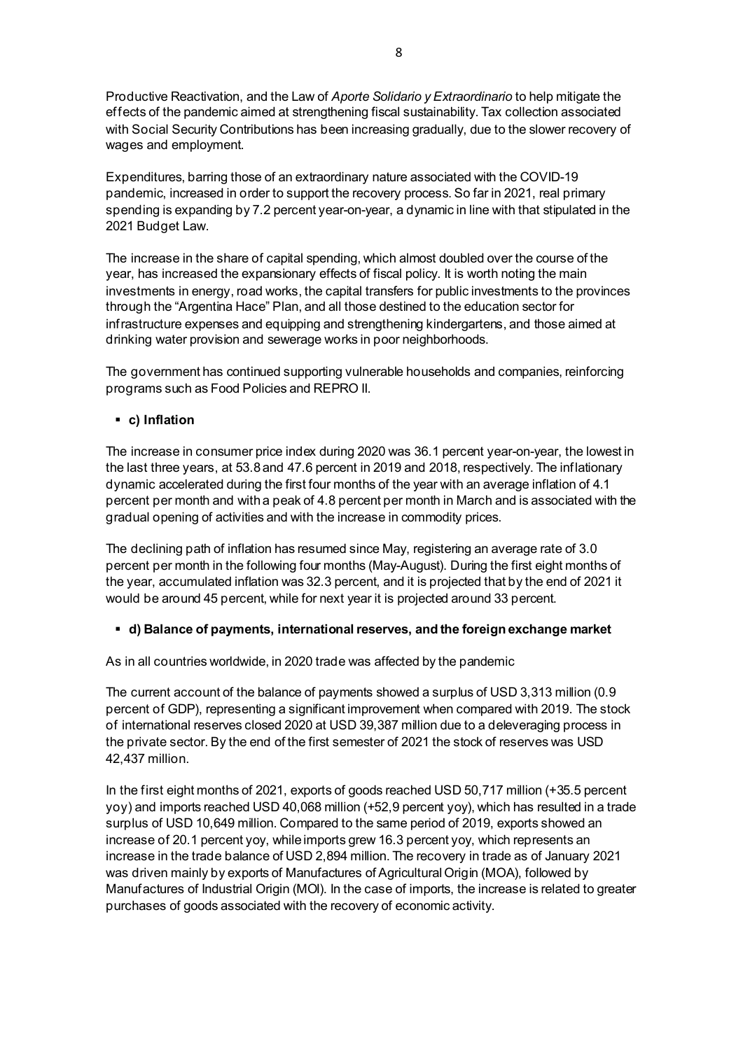Productive Reactivation, and the Law of *Aporte Solidario y Extraordinario* to help mitigate the effects of the pandemic aimed at strengthening fiscal sustainability. Tax collection associated with Social Security Contributions has been increasing gradually, due to the slower recovery of wages and employment.

Expenditures, barring those of an extraordinary nature associated with the COVID-19 pandemic, increased in order to support the recovery process. So far in 2021, real primary spending is expanding by 7.2 percent year-on-year, a dynamic in line with that stipulated in the 2021 Budget Law.

The increase in the share of capital spending, which almost doubled over the course of the year, has increased the expansionary effects of fiscal policy. It is worth noting the main investments in energy, road works, the capital transfers for public investments to the provinces through the "Argentina Hace" Plan, and all those destined to the education sector for infrastructure expenses and equipping and strengthening kindergartens, and those aimed at drinking water provision and sewerage works in poor neighborhoods.

The government has continued supporting vulnerable households and companies, reinforcing programs such as Food Policies and REPRO II.

- **c) Inflation**

The increase in consumer price index during 2020 was 36.1 percent year-on-year, the lowest in the last three years, at 53.8 and 47.6 percent in 2019 and 2018, respectively. The inflationary dynamic accelerated during the first four months of the year with an average inflation of 4.1 percent per month and with a peak of 4.8 percent per month in March and is associated with the gradual opening of activities and with the increase in commodity prices.

The declining path of inflation has resumed since May, registering an average rate of 3.0 percent per month in the following four months (May-August). During the first eight months of the year, accumulated inflation was 32.3 percent, and it is projected that by the end of 2021 it would be around 45 percent, while for next year it is projected around 33 percent.

- **d) Balance of payments, international reserves, and the foreign exchange market**

As in all countries worldwide, in 2020 trade was affected by the pandemic

The current account of the balance of payments showed a surplus of USD 3,313 million (0.9 percent of GDP), representing a significant improvement when compared with 2019. The stock of international reserves closed 2020 at USD 39,387 million due to a deleveraging process in the private sector. By the end of the first semester of 2021 the stock of reserves was USD 42,437 million.

In the first eight months of 2021, exports of goods reached USD 50,717 million (+35.5 percent yoy) and imports reached USD 40,068 million (+52,9 percent yoy), which has resulted in a trade surplus of USD 10,649 million. Compared to the same period of 2019, exports showed an increase of 20.1 percent yoy, while imports grew 16.3 percent yoy, which represents an increase in the trade balance of USD 2,894 million. The recovery in trade as of January 2021 was driven mainly by exports of Manufactures of Agricultural Origin (MOA), followed by Manufactures of Industrial Origin (MOI). In the case of imports, the increase is related to greater purchases of goods associated with the recovery of economic activity.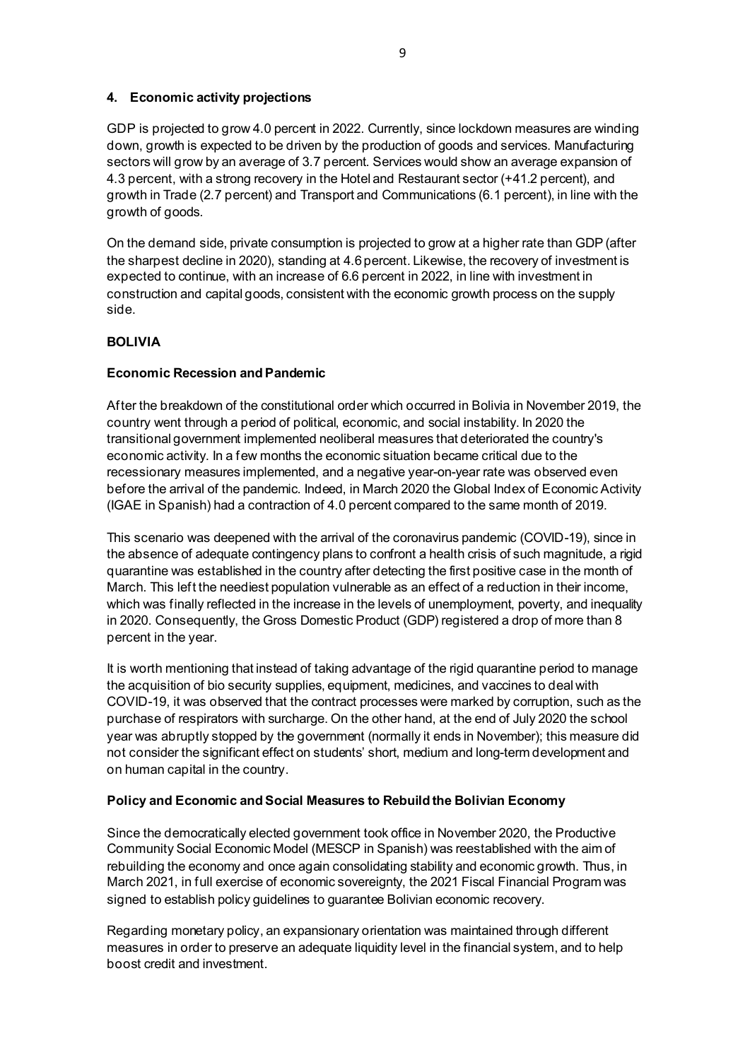## 4. Economic activity projections

GDP is projected to grow 4.0 percent in 2022. Currently, since lockdown measures are winding down, growth is expected to be driven by the production of goods and services. Manufacturing sectors will grow by an average of 3.7 percent. Services would show an average expansion of 4.3 percent, with a strong recovery in the Hotel and Restaurant sector (+41.2 percent), and growth in Trade (2.7 percent) and Transport and Communications (6.1 percent), in line with the growth of goods.

On the demand side, private consumption is projected to grow at a higher rate than GDP (after the sharpest decline in 2020), standing at 4.6 percent. Likewise, the recovery of investment is expected to continue, with an increase of 6.6 percent in 2022, in line with investment in construction and capital goods, consistent with the economic growth process on the supply side.

# BOLIVIA

### Economic Recession and Pandemic

After the breakdown of the constitutional order which occurred in Bolivia in November 2019, the country went through a period of political, economic, and social instability. In 2020 the transitional government implemented neoliberal measures that deteriorated the country's economic activity. In a few months the economic situation became critical due to the recessionary measures implemented, and a negative year-on-year rate was observed even before the arrival of the pandemic. Indeed, in March 2020 the Global Index of Economic Activity (IGAE in Spanish) had a contraction of 4.0 percent compared to the same month of 2019.

This scenario was deepened with the arrival of the coronavirus pandemic (COVID-19), since in the absence of adequate contingency plans to confront a health crisis of such magnitude, a rigid quarantine was established in the country after detecting the first positive case in the month of March. This left the neediest population vulnerable as an effect of a reduction in their income, which was finally reflected in the increase in the levels of unemployment, poverty, and inequality in 2020. Consequently, the Gross Domestic Product (GDP) registered a drop of more than 8 percent in the year.

It is worth mentioning that instead of taking advantage of the rigid quarantine period to manage the acquisition of bio security supplies, equipment, medicines, and vaccines to deal with COVID-19, it was observed that the contract processes were marked by corruption, such as the purchase of respirators with surcharge. On the other hand, at the end of July 2020 the school year was abruptly stopped by the government (normally it ends in November); this measure did not consider the significant effect on students' short, medium and long-term development and on human capital in the country.

### Policy and Economic and Social Measures to Rebuild the Bolivian Economy

Since the democratically elected government took office in November 2020, the Productive Community Social Economic Model (MESCP in Spanish) was reestablished with the aim of rebuilding the economy and once again consolidating stability and economic growth. Thus, in March 2021, in full exercise of economic sovereignty, the 2021 Fiscal Financial Program was signed to establish policy guidelines to guarantee Bolivian economic recovery.

Regarding monetary policy, an expansionary orientation was maintained through different measures in order to preserve an adequate liquidity level in the financial system, and to help boost credit and investment.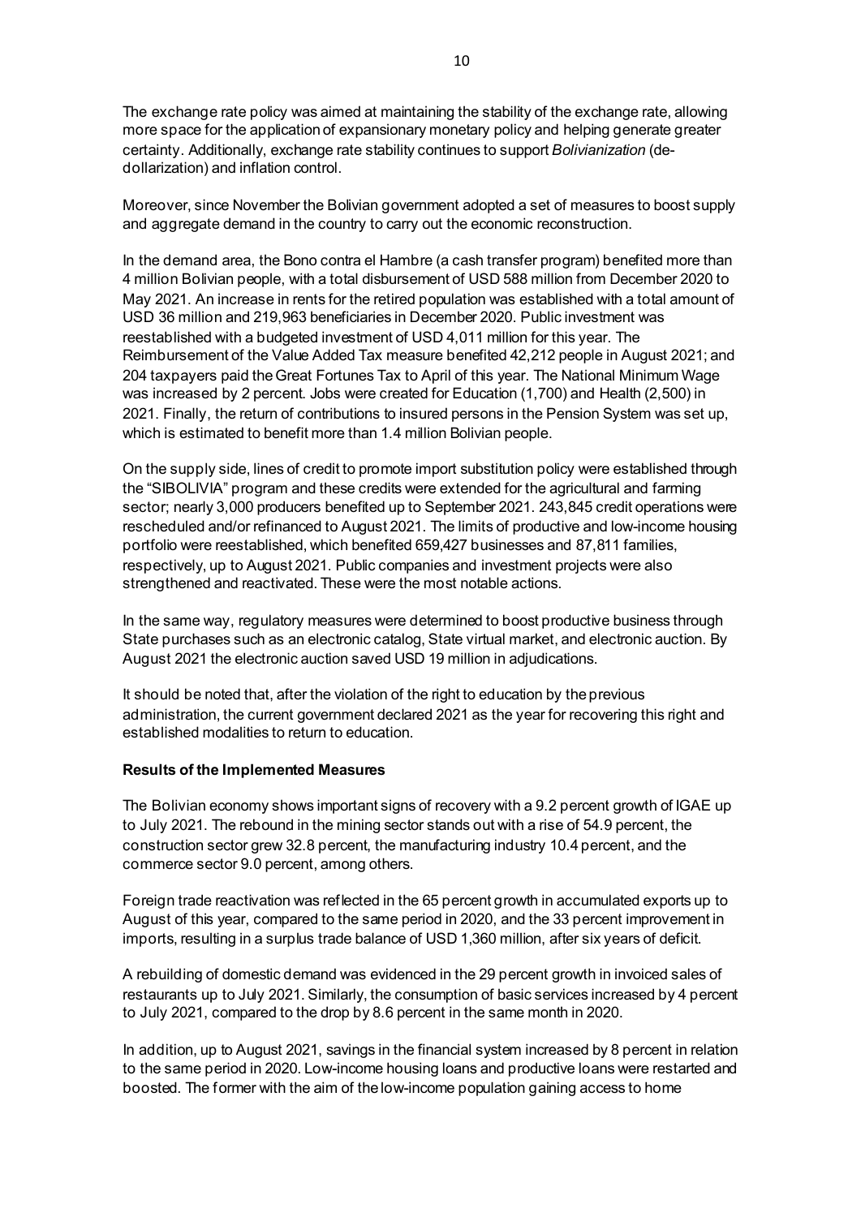The exchange rate policy was aimed at maintaining the stability of the exchange rate, allowing more space for the application of expansionary monetary policy and helping generate greater certainty. Additionally, exchange rate stability continues to support *Bolivianization* (de-dollarization) and inflation control.

Moreover, since November the Bolivian government adopted a set of measures to boost supply and aggregate demand in the country to carry out the economic reconstruction.

In the demand area, the Bono contra el Hambre (a cash transfer program) benefited more than 4 million Bolivian people, with a total disbursement of USD 588 million from December 2020 to May 2021. An increase in rents for the retired population was established with a total amount of USD 36 million and 219,963 beneficiaries in December 2020. Public investment was reestablished with a budgeted investment of USD 4,011 million for this year. The Reimbursement of the Value Added Tax measure benefited 42,212 people in August 2021; and 204 taxpayers paid the Great Fortunes Tax to April of this year. The National Minimum Wage was increased by 2 percent. Jobs were created for Education (1,700) and Health (2,500) in 2021. Finally, the return of contributions to insured persons in the Pension System was set up, which is estimated to benefit more than 1.4 million Bolivian people.

On the supply side, lines of credit to promote import substitution policy were established through the "SIBOLIVIA" program and these credits were extended for the agricultural and farming sector; nearly 3,000 producers benefited up to September 2021. 243,845 credit operations were rescheduled and/or refinanced to August 2021. The limits of productive and low-income housing portfolio were reestablished, which benefited 659,427 businesses and 87,811 families, respectively, up to August 2021. Public companies and investment projects were also strengthened and reactivated. These were the most notable actions.

In the same way, regulatory measures were determined to boost productive business through State purchases such as an electronic catalog, State virtual market, and electronic auction. By August 2021 the electronic auction saved USD 19 million in adjudications.

It should be noted that, after the violation of the right to education by the previous administration, the current government declared 2021 as the year for recovering this right and established modalities to return to education.

**Results of the Implemented Measures**

The Bolivian economy shows important signs of recovery with a 9.2 percent growth of IGAE up to July 2021. The rebound in the mining sector stands out with a rise of 54.9 percent, the construction sector grew 32.8 percent, the manufacturing industry 10.4 percent, and the commerce sector 9.0 percent, among others.

Foreign trade reactivation was reflected in the 65 percent growth in accumulated exports up to August of this year, compared to the same period in 2020, and the 33 percent improvement in imports, resulting in a surplus trade balance of USD 1,360 million, after six years of deficit.

A rebuilding of domestic demand was evidenced in the 29 percent growth in invoiced sales of restaurants up to July 2021. Similarly, the consumption of basic services increased by 4 percent to July 2021, compared to the drop by 8.6 percent in the same month in 2020.

In addition, up to August 2021, savings in the financial system increased by 8 percent in relation to the same period in 2020. Low-income housing loans and productive loans were restarted and boosted. The former with the aim of the low-income population gaining access to home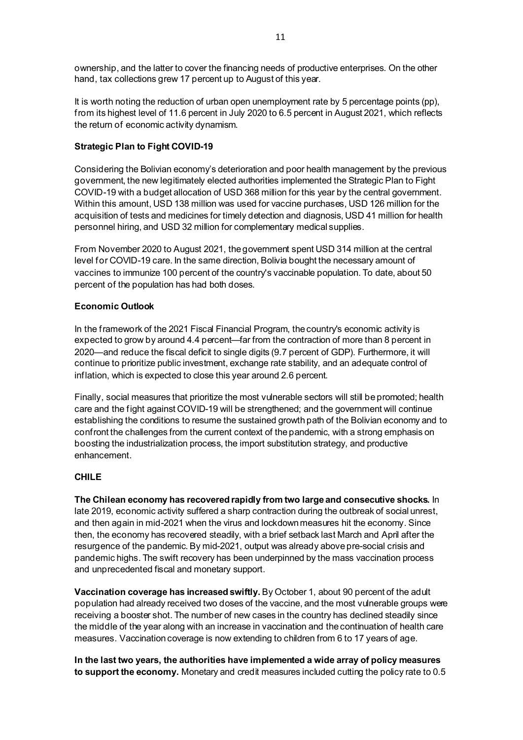ownership, and the latter to cover the financing needs of productive enterprises. On the other hand, tax collections grew 17 percent up to August of this year.

It is worth noting the reduction of urban open unemployment rate by 5 percentage points (pp), from its highest level of 11.6 percent in July 2020 to 6.5 percent in August 2021, which reflects the return of economic activity dynamism.

**Strategic Plan to Fight COVID-19**

Considering the Bolivian economy's deterioration and poor health management by the previous government, the new legitimately elected authorities implemented the Strategic Plan to Fight COVID-19 with a budget allocation of USD 368 million for this year by the central government. Within this amount, USD 138 million was used for vaccine purchases, USD 126 million for the acquisition of tests and medicines for timely detection and diagnosis, USD 41 million for health personnel hiring, and USD 32 million for complementary medical supplies.

From November 2020 to August 2021, the government spent USD 314 million at the central level for COVID-19 care. In the same direction, Bolivia bought the necessary amount of vaccines to immunize 100 percent of the country's vaccinable population. To date, about 50 percent of the population has had both doses.

**Economic Outlook**

In the framework of the 2021 Fiscal Financial Program, the country's economic activity is expected to grow by around 4.4 percent—far from the contraction of more than 8 percent in 2020—and reduce the fiscal deficit to single digits (9.7 percent of GDP). Furthermore, it will continue to prioritize public investment, exchange rate stability, and an adequate control of inflation, which is expected to close this year around 2.6 percent.

Finally, social measures that prioritize the most vulnerable sectors will still be promoted; health care and the fight against COVID-19 will be strengthened; and the government will continue establishing the conditions to resume the sustained growth path of the Bolivian economy and to confront the challenges from the current context of the pandemic, with a strong emphasis on boosting the industrialization process, the import substitution strategy, and productive enhancement.

**CHILE**

**The Chilean economy has recovered rapidly from two large and consecutive shocks.** In late 2019, economic activity suffered a sharp contraction during the outbreak of social unrest, and then again in mid-2021 when the virus and lockdown measures hit the economy. Since then, the economy has recovered steadily, with a brief setback last March and April after the resurgence of the pandemic. By mid-2021, output was already above pre-social crisis and pandemic highs. The swift recovery has been underpinned by the mass vaccination process and unprecedented fiscal and monetary support.

**Vaccination coverage has increased swiftly.** By October 1, about 90 percent of the adult population had already received two doses of the vaccine, and the most vulnerable groups were receiving a booster shot. The number of new cases in the country has declined steadily since the middle of the year along with an increase in vaccination and the continuation of health care measures. Vaccination coverage is now extending to children from 6 to 17 years of age.

**In the last two years, the authorities have implemented a wide array of policy measures to support the economy.** Monetary and credit measures included cutting the policy rate to 0.5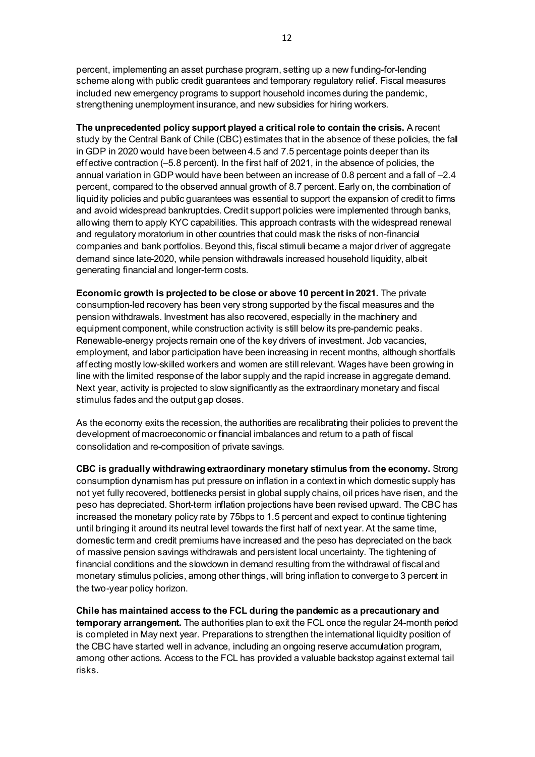percent, implementing an asset purchase program, setting up a new funding-for-lending scheme along with public credit guarantees and temporary regulatory relief. Fiscal measures included new emergency programs to support household incomes during the pandemic, strengthening unemployment insurance, and new subsidies for hiring workers.

**The unprecedented policy support played a critical role to contain the crisis.** A recent study by the Central Bank of Chile (CBC) estimates that in the absence of these policies, the fall in GDP in 2020 would have been between 4.5 and 7.5 percentage points deeper than its effective contraction (–5.8 percent). In the first half of 2021, in the absence of policies, the annual variation in GDP would have been between an increase of 0.8 percent and a fall of –2.4 percent, compared to the observed annual growth of 8.7 percent. Early on, the combination of liquidity policies and public guarantees was essential to support the expansion of credit to firms and avoid widespread bankruptcies. Credit support policies were implemented through banks, allowing them to apply KYC capabilities. This approach contrasts with the widespread renewal and regulatory moratorium in other countries that could mask the risks of non-financial companies and bank portfolios. Beyond this, fiscal stimuli became a major driver of aggregate demand since late-2020, while pension withdrawals increased household liquidity, albeit generating financial and longer-term costs.

**Economic growth is projected to be close or above 10 percent in 2021.** The private consumption-led recovery has been very strong supported by the fiscal measures and the pension withdrawals. Investment has also recovered, especially in the machinery and equipment component, while construction activity is still below its pre-pandemic peaks. Renewable-energy projects remain one of the key drivers of investment. Job vacancies, employment, and labor participation have been increasing in recent months, although shortfalls affecting mostly low-skilled workers and women are still relevant. Wages have been growing in line with the limited response of the labor supply and the rapid increase in aggregate demand. Next year, activity is projected to slow significantly as the extraordinary monetary and fiscal stimulus fades and the output gap closes.

As the economy exits the recession, the authorities are recalibrating their policies to prevent the development of macroeconomic or financial imbalances and return to a path of fiscal consolidation and re-composition of private savings.

**CBC is gradually withdrawing extraordinary monetary stimulus from the economy.** Strong consumption dynamism has put pressure on inflation in a context in which domestic supply has not yet fully recovered, bottlenecks persist in global supply chains, oil prices have risen, and the peso has depreciated. Short-term inflation projections have been revised upward. The CBC has increased the monetary policy rate by 75bps to 1.5 percent and expect to continue tightening until bringing it around its neutral level towards the first half of next year. At the same time, domestic term and credit premiums have increased and the peso has depreciated on the back of massive pension savings withdrawals and persistent local uncertainty. The tightening of financial conditions and the slowdown in demand resulting from the withdrawal of fiscal and monetary stimulus policies, among other things, will bring inflation to converge to 3 percent in the two-year policy horizon.

**Chile has maintained access to the FCL during the pandemic as a precautionary and temporary arrangement.** The authorities plan to exit the FCL once the regular 24-month period is completed in May next year. Preparations to strengthen the international liquidity position of the CBC have started well in advance, including an ongoing reserve accumulation program, among other actions. Access to the FCL has provided a valuable backstop against external tail risks.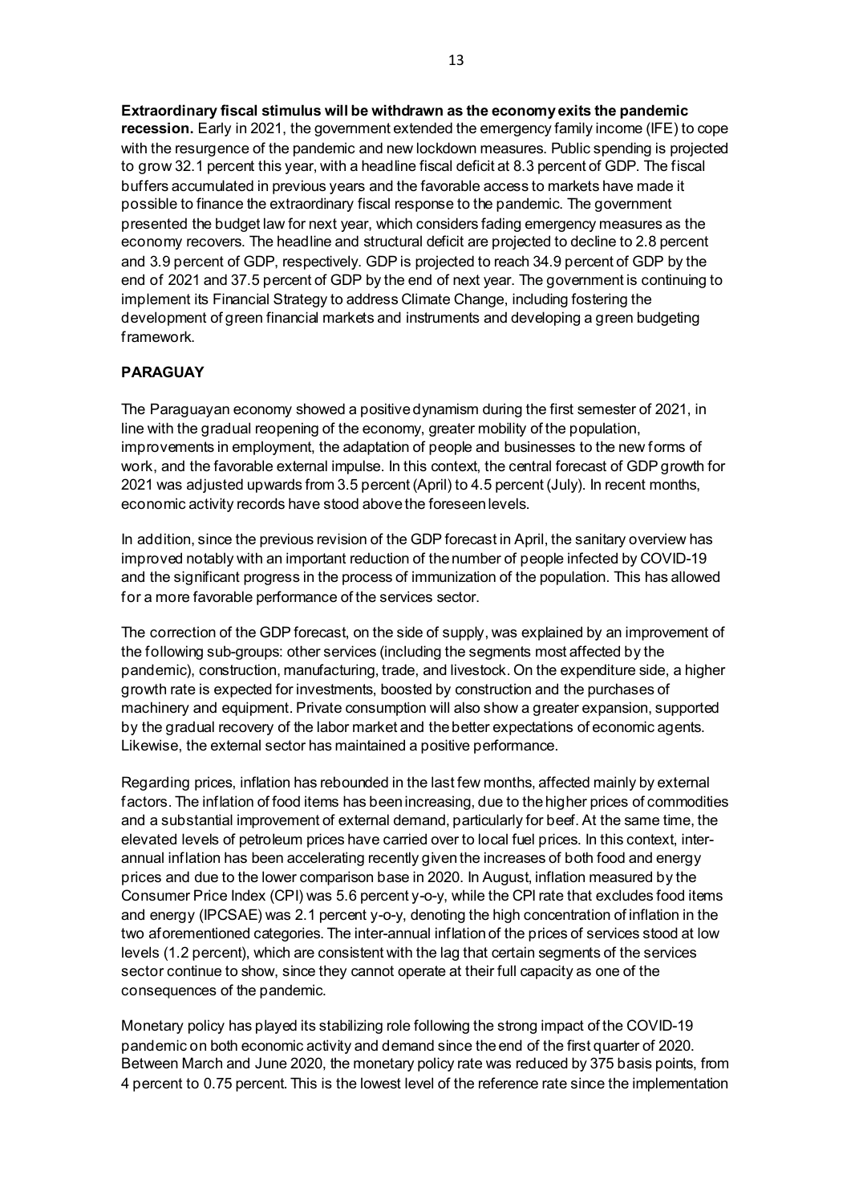**Extraordinary fiscal stimulus will be withdrawn as the economy exits the pandemic recession.** Early in 2021, the government extended the emergency family income (IFE) to cope with the resurgence of the pandemic and new lockdown measures. Public spending is projected to grow 32.1 percent this year, with a headline fiscal deficit at 8.3 percent of GDP. The fiscal buffers accumulated in previous years and the favorable access to markets have made it possible to finance the extraordinary fiscal response to the pandemic. The government presented the budget law for next year, which considers fading emergency measures as the economy recovers. The headline and structural deficit are projected to decline to 2.8 percent and 3.9 percent of GDP, respectively. GDP is projected to reach 34.9 percent of GDP by the end of 2021 and 37.5 percent of GDP by the end of next year. The government is continuing to implement its Financial Strategy to address Climate Change, including fostering the development of green financial markets and instruments and developing a green budgeting framework.

## PARAGUAY

The Paraguayan economy showed a positive dynamism during the first semester of 2021, in line with the gradual reopening of the economy, greater mobility of the population, improvements in employment, the adaptation of people and businesses to the new forms of work, and the favorable external impulse. In this context, the central forecast of GDP growth for 2021 was adjusted upwards from 3.5 percent (April) to 4.5 percent (July). In recent months, economic activity records have stood above the foreseen levels.

In addition, since the previous revision of the GDP forecast in April, the sanitary overview has improved notably with an important reduction of the number of people infected by COVID-19 and the significant progress in the process of immunization of the population. This has allowed for a more favorable performance of the services sector.

The correction of the GDP forecast, on the side of supply, was explained by an improvement of the following sub-groups: other services (including the segments most affected by the pandemic), construction, manufacturing, trade, and livestock. On the expenditure side, a higher growth rate is expected for investments, boosted by construction and the purchases of machinery and equipment. Private consumption will also show a greater expansion, supported by the gradual recovery of the labor market and the better expectations of economic agents. Likewise, the external sector has maintained a positive performance.

Regarding prices, inflation has rebounded in the last few months, affected mainly by external factors. The inflation of food items has been increasing, due to the higher prices of commodities and a substantial improvement of external demand, particularly for beef. At the same time, the elevated levels of petroleum prices have carried over to local fuel prices. In this context, inter-annual inflation has been accelerating recently given the increases of both food and energy prices and due to the lower comparison base in 2020. In August, inflation measured by the Consumer Price Index (CPI) was 5.6 percent y-o-y, while the CPI rate that excludes food items and energy (IPCSAE) was 2.1 percent y-o-y, denoting the high concentration of inflation in the two aforementioned categories. The inter-annual inflation of the prices of services stood at low levels (1.2 percent), which are consistent with the lag that certain segments of the services sector continue to show, since they cannot operate at their full capacity as one of the consequences of the pandemic.

Monetary policy has played its stabilizing role following the strong impact of the COVID-19 pandemic on both economic activity and demand since the end of the first quarter of 2020. Between March and June 2020, the monetary policy rate was reduced by 375 basis points, from 4 percent to 0.75 percent. This is the lowest level of the reference rate since the implementation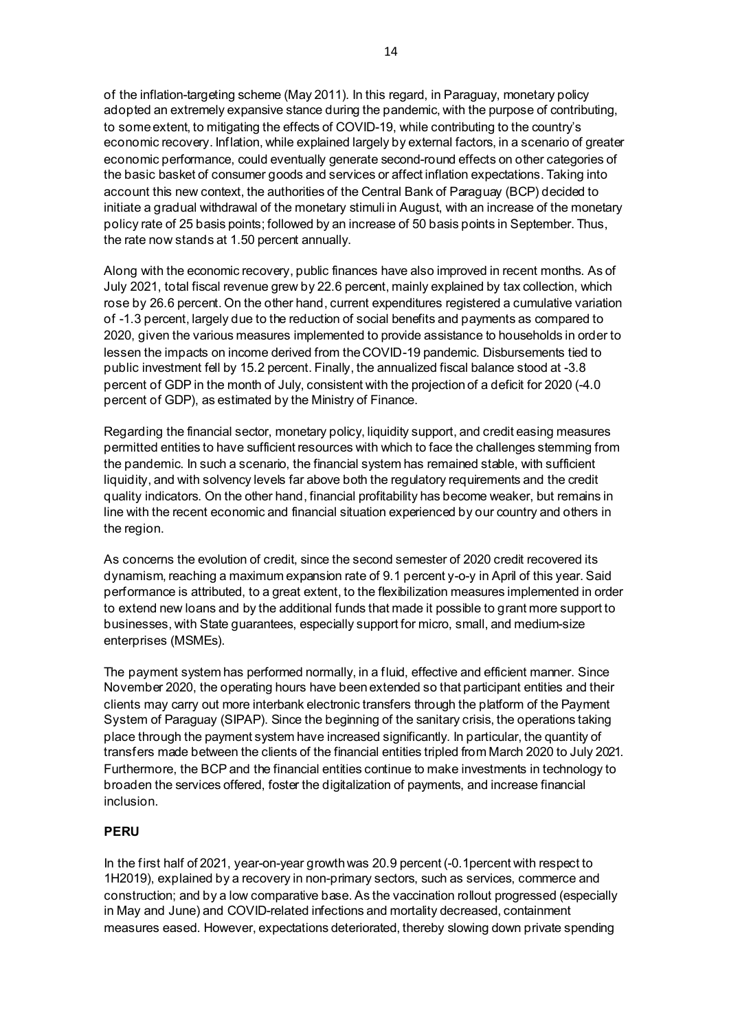of the inflation-targeting scheme (May 2011). In this regard, in Paraguay, monetary policy adopted an extremely expansive stance during the pandemic, with the purpose of contributing, to some extent, to mitigating the effects of COVID-19, while contributing to the country's economic recovery. Inflation, while explained largely by external factors, in a scenario of greater economic performance, could eventually generate second-round effects on other categories of the basic basket of consumer goods and services or affect inflation expectations. Taking into account this new context, the authorities of the Central Bank of Paraguay (BCP) decided to initiate a gradual withdrawal of the monetary stimuli in August, with an increase of the monetary policy rate of 25 basis points; followed by an increase of 50 basis points in September. Thus, the rate now stands at 1.50 percent annually.

Along with the economic recovery, public finances have also improved in recent months. As of July 2021, total fiscal revenue grew by 22.6 percent, mainly explained by tax collection, which rose by 26.6 percent. On the other hand, current expenditures registered a cumulative variation of -1.3 percent, largely due to the reduction of social benefits and payments as compared to 2020, given the various measures implemented to provide assistance to households in order to lessen the impacts on income derived from the COVID-19 pandemic. Disbursements tied to public investment fell by 15.2 percent. Finally, the annualized fiscal balance stood at -3.8 percent of GDP in the month of July, consistent with the projection of a deficit for 2020 (-4.0 percent of GDP), as estimated by the Ministry of Finance.

Regarding the financial sector, monetary policy, liquidity support, and credit easing measures permitted entities to have sufficient resources with which to face the challenges stemming from the pandemic. In such a scenario, the financial system has remained stable, with sufficient liquidity, and with solvency levels far above both the regulatory requirements and the credit quality indicators. On the other hand, financial profitability has become weaker, but remains in line with the recent economic and financial situation experienced by our country and others in the region.

As concerns the evolution of credit, since the second semester of 2020 credit recovered its dynamism, reaching a maximum expansion rate of 9.1 percent y-o-y in April of this year. Said performance is attributed, to a great extent, to the flexibilization measures implemented in order to extend new loans and by the additional funds that made it possible to grant more support to businesses, with State guarantees, especially support for micro, small, and medium-size enterprises (MSMEs).

The payment system has performed normally, in a fluid, effective and efficient manner. Since November 2020, the operating hours have been extended so that participant entities and their clients may carry out more interbank electronic transfers through the platform of the Payment System of Paraguay (SIPAP). Since the beginning of the sanitary crisis, the operations taking place through the payment system have increased significantly. In particular, the quantity of transfers made between the clients of the financial entities tripled from March 2020 to July 2021. Furthermore, the BCP and the financial entities continue to make investments in technology to broaden the services offered, foster the digitalization of payments, and increase financial inclusion.

**PERU**

In the first half of 2021, year-on-year growth was 20.9 percent (-0.1percent with respect to 1H2019), explained by a recovery in non-primary sectors, such as services, commerce and construction; and by a low comparative base. As the vaccination rollout progressed (especially in May and June) and COVID-related infections and mortality decreased, containment measures eased. However, expectations deteriorated, thereby slowing down private spending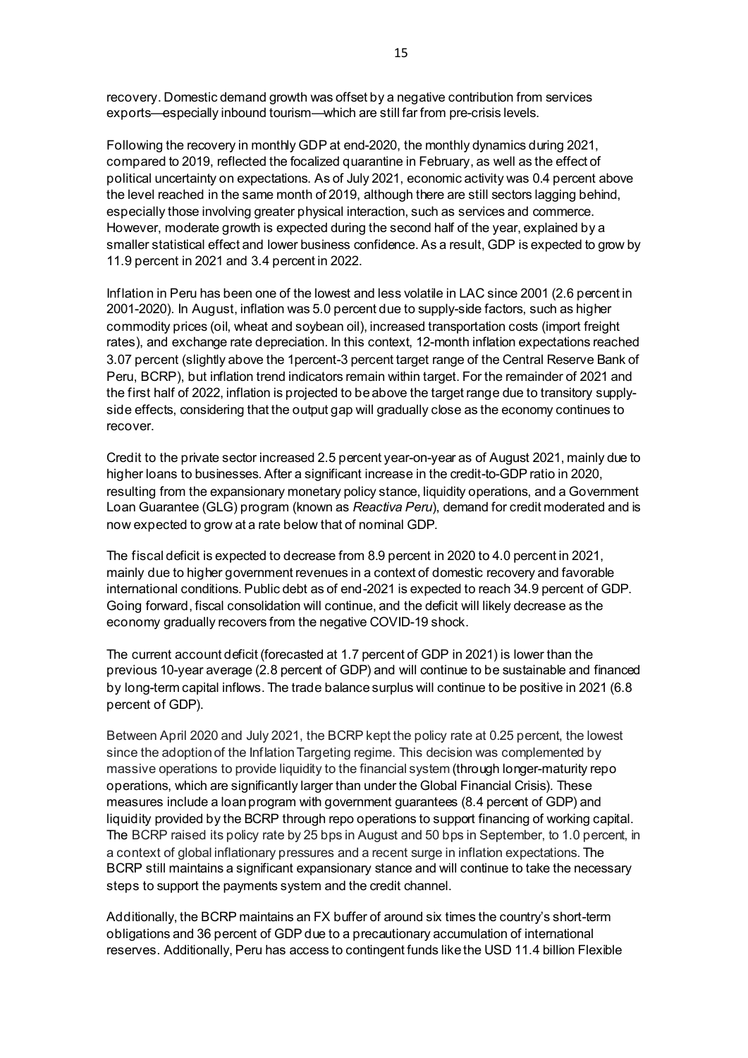recovery. Domestic demand growth was offset by a negative contribution from services exports—especially inbound tourism—which are still far from pre-crisis levels.

Following the recovery in monthly GDP at end-2020, the monthly dynamics during 2021, compared to 2019, reflected the focalized quarantine in February, as well as the effect of political uncertainty on expectations. As of July 2021, economic activity was 0.4 percent above the level reached in the same month of 2019, although there are still sectors lagging behind, especially those involving greater physical interaction, such as services and commerce. However, moderate growth is expected during the second half of the year, explained by a smaller statistical effect and lower business confidence. As a result, GDP is expected to grow by 11.9 percent in 2021 and 3.4 percent in 2022.

Inflation in Peru has been one of the lowest and less volatile in LAC since 2001 (2.6 percent in 2001-2020). In August, inflation was 5.0 percent due to supply-side factors, such as higher commodity prices (oil, wheat and soybean oil), increased transportation costs (import freight rates), and exchange rate depreciation. In this context, 12-month inflation expectations reached 3.07 percent (slightly above the 1percent-3 percent target range of the Central Reserve Bank of Peru, BCRP), but inflation trend indicators remain within target. For the remainder of 2021 and the first half of 2022, inflation is projected to be above the target range due to transitory supply-side effects, considering that the output gap will gradually close as the economy continues to recover.

Credit to the private sector increased 2.5 percent year-on-year as of August 2021, mainly due to higher loans to businesses. After a significant increase in the credit-to-GDP ratio in 2020, resulting from the expansionary monetary policy stance, liquidity operations, and a Government Loan Guarantee (GLG) program (known as *Reactiva Peru*), demand for credit moderated and is now expected to grow at a rate below that of nominal GDP.

The fiscal deficit is expected to decrease from 8.9 percent in 2020 to 4.0 percent in 2021, mainly due to higher government revenues in a context of domestic recovery and favorable international conditions. Public debt as of end-2021 is expected to reach 34.9 percent of GDP. Going forward, fiscal consolidation will continue, and the deficit will likely decrease as the economy gradually recovers from the negative COVID-19 shock.

The current account deficit (forecasted at 1.7 percent of GDP in 2021) is lower than the previous 10-year average (2.8 percent of GDP) and will continue to be sustainable and financed by long-term capital inflows. The trade balance surplus will continue to be positive in 2021 (6.8 percent of GDP).

Between April 2020 and July 2021, the BCRP kept the policy rate at 0.25 percent, the lowest since the adoption of the Inflation Targeting regime. This decision was complemented by massive operations to provide liquidity to the financial system (through longer-maturity repo operations, which are significantly larger than under the Global Financial Crisis). These measures include a loan program with government guarantees (8.4 percent of GDP) and liquidity provided by the BCRP through repo operations to support financing of working capital. The BCRP raised its policy rate by 25 bps in August and 50 bps in September, to 1.0 percent, in a context of global inflationary pressures and a recent surge in inflation expectations. The BCRP still maintains a significant expansionary stance and will continue to take the necessary steps to support the payments system and the credit channel.

Additionally, the BCRP maintains an FX buffer of around six times the country's short-term obligations and 36 percent of GDP due to a precautionary accumulation of international reserves. Additionally, Peru has access to contingent funds like the USD 11.4 billion Flexible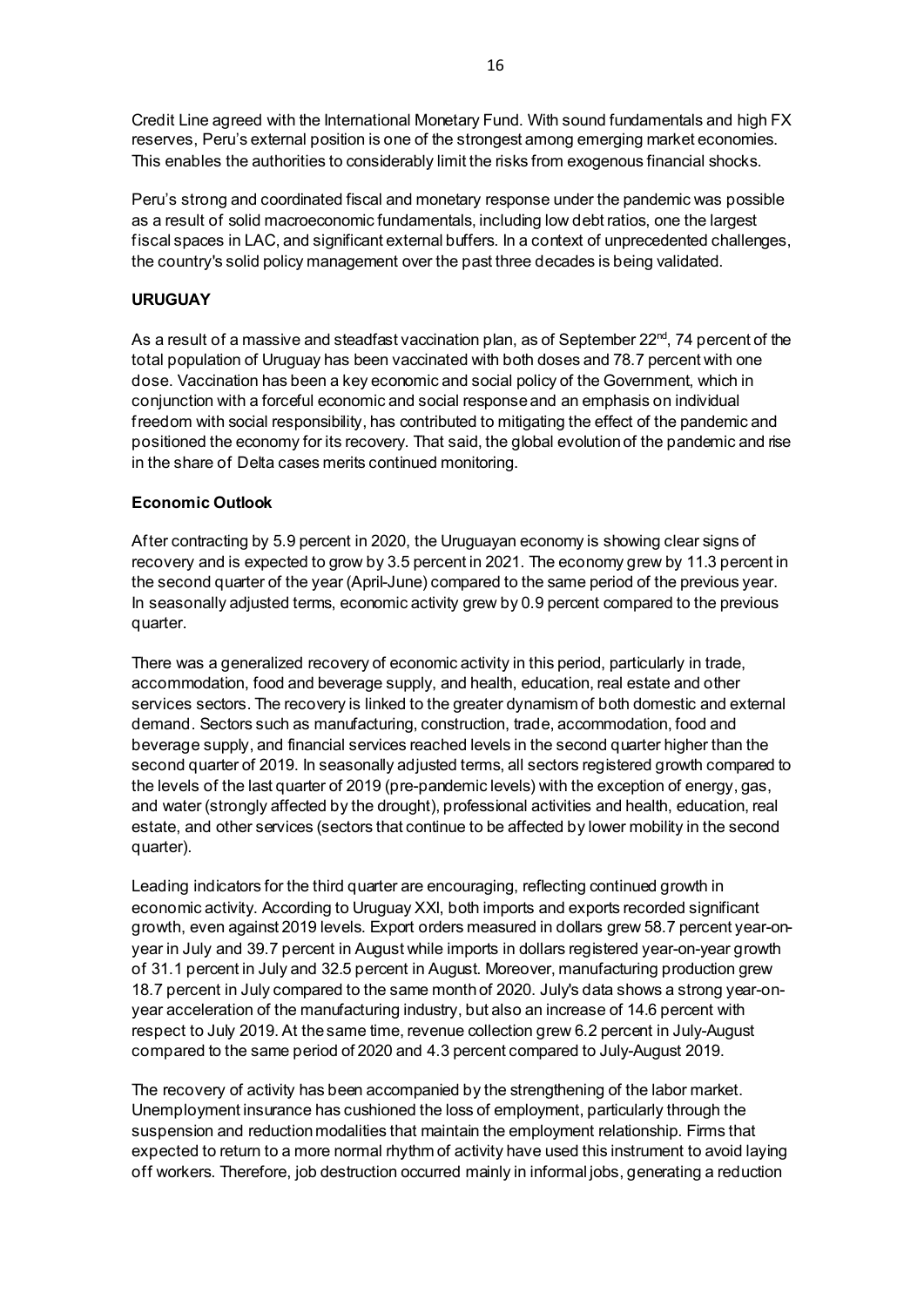Credit Line agreed with the International Monetary Fund. With sound fundamentals and high FX reserves, Peru's external position is one of the strongest among emerging market economies. This enables the authorities to considerably limit the risks from exogenous financial shocks.

Peru's strong and coordinated fiscal and monetary response under the pandemic was possible as a result of solid macroeconomic fundamentals, including low debt ratios, one the largest fiscal spaces in LAC, and significant external buffers. In a context of unprecedented challenges, the country's solid policy management over the past three decades is being validated.

**URUGUAY**

As a result of a massive and steadfast vaccination plan, as of September 22nd, 74 percent of the total population of Uruguay has been vaccinated with both doses and 78.7 percent with one dose. Vaccination has been a key economic and social policy of the Government, which in conjunction with a forceful economic and social response and an emphasis on individual freedom with social responsibility, has contributed to mitigating the effect of the pandemic and positioned the economy for its recovery. That said, the global evolution of the pandemic and rise in the share of Delta cases merits continued monitoring.

**Economic Outlook**

After contracting by 5.9 percent in 2020, the Uruguayan economy is showing clear signs of recovery and is expected to grow by 3.5 percent in 2021. The economy grew by 11.3 percent in the second quarter of the year (April-June) compared to the same period of the previous year. In seasonally adjusted terms, economic activity grew by 0.9 percent compared to the previous quarter.

There was a generalized recovery of economic activity in this period, particularly in trade, accommodation, food and beverage supply, and health, education, real estate and other services sectors. The recovery is linked to the greater dynamism of both domestic and external demand. Sectors such as manufacturing, construction, trade, accommodation, food and beverage supply, and financial services reached levels in the second quarter higher than the second quarter of 2019. In seasonally adjusted terms, all sectors registered growth compared to the levels of the last quarter of 2019 (pre-pandemic levels) with the exception of energy, gas, and water (strongly affected by the drought), professional activities and health, education, real estate, and other services (sectors that continue to be affected by lower mobility in the second quarter).

Leading indicators for the third quarter are encouraging, reflecting continued growth in economic activity. According to Uruguay XXI, both imports and exports recorded significant growth, even against 2019 levels. Export orders measured in dollars grew 58.7 percent year-on-year in July and 39.7 percent in August while imports in dollars registered year-on-year growth of 31.1 percent in July and 32.5 percent in August. Moreover, manufacturing production grew 18.7 percent in July compared to the same month of 2020. July's data shows a strong year-on-year acceleration of the manufacturing industry, but also an increase of 14.6 percent with respect to July 2019. At the same time, revenue collection grew 6.2 percent in July-August compared to the same period of 2020 and 4.3 percent compared to July-August 2019.

The recovery of activity has been accompanied by the strengthening of the labor market. Unemployment insurance has cushioned the loss of employment, particularly through the suspension and reduction modalities that maintain the employment relationship. Firms that expected to return to a more normal rhythm of activity have used this instrument to avoid laying off workers. Therefore, job destruction occurred mainly in informal jobs, generating a reduction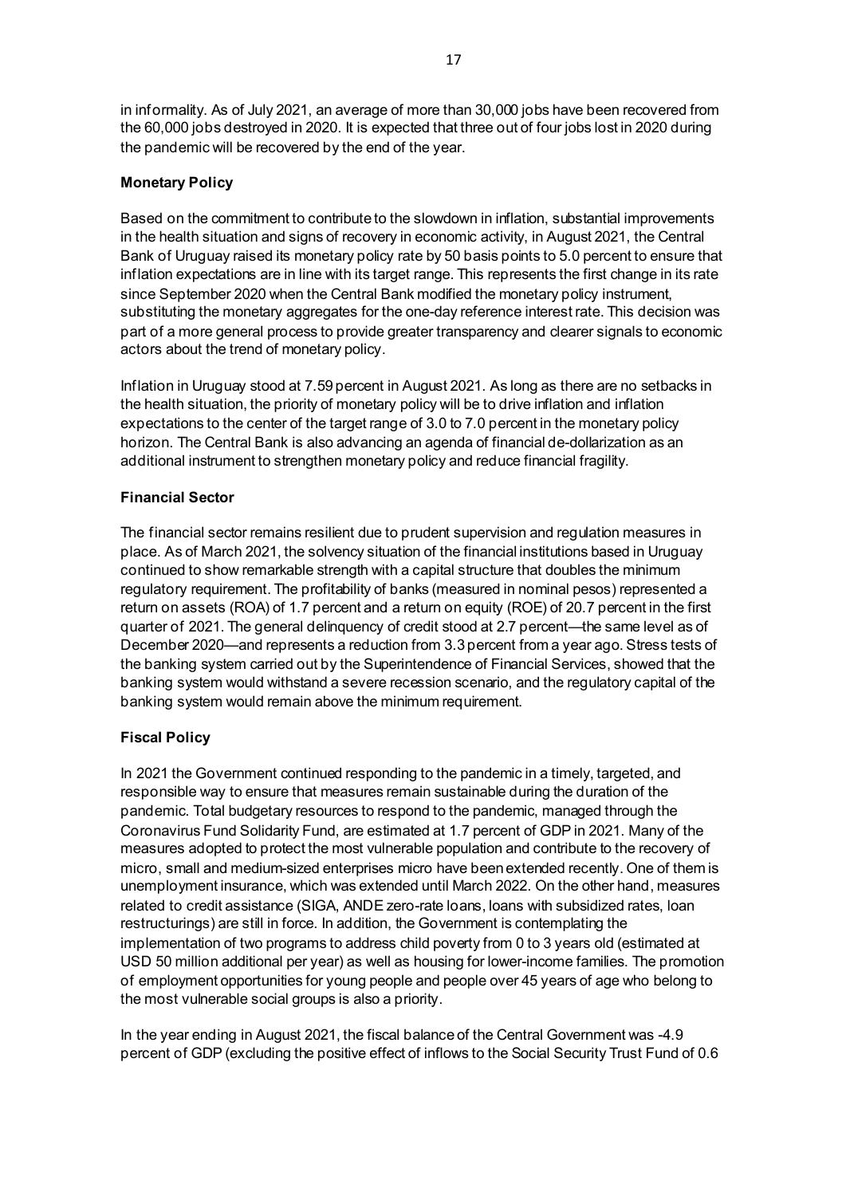in informality. As of July 2021, an average of more than 30,000 jobs have been recovered from the 60,000 jobs destroyed in 2020. It is expected that three out of four jobs lost in 2020 during the pandemic will be recovered by the end of the year.

**Monetary Policy**

Based on the commitment to contribute to the slowdown in inflation, substantial improvements in the health situation and signs of recovery in economic activity, in August 2021, the Central Bank of Uruguay raised its monetary policy rate by 50 basis points to 5.0 percent to ensure that inflation expectations are in line with its target range. This represents the first change in its rate since September 2020 when the Central Bank modified the monetary policy instrument, substituting the monetary aggregates for the one-day reference interest rate. This decision was part of a more general process to provide greater transparency and clearer signals to economic actors about the trend of monetary policy.

Inflation in Uruguay stood at 7.59 percent in August 2021. As long as there are no setbacks in the health situation, the priority of monetary policy will be to drive inflation and inflation expectations to the center of the target range of 3.0 to 7.0 percent in the monetary policy horizon. The Central Bank is also advancing an agenda of financial de-dollarization as an additional instrument to strengthen monetary policy and reduce financial fragility.

**Financial Sector**

The financial sector remains resilient due to prudent supervision and regulation measures in place. As of March 2021, the solvency situation of the financial institutions based in Uruguay continued to show remarkable strength with a capital structure that doubles the minimum regulatory requirement. The profitability of banks (measured in nominal pesos) represented a return on assets (ROA) of 1.7 percent and a return on equity (ROE) of 20.7 percent in the first quarter of 2021. The general delinquency of credit stood at 2.7 percent—the same level as of December 2020—and represents a reduction from 3.3 percent from a year ago. Stress tests of the banking system carried out by the Superintendence of Financial Services, showed that the banking system would withstand a severe recession scenario, and the regulatory capital of the banking system would remain above the minimum requirement.

**Fiscal Policy**

In 2021 the Government continued responding to the pandemic in a timely, targeted, and responsible way to ensure that measures remain sustainable during the duration of the pandemic. Total budgetary resources to respond to the pandemic, managed through the Coronavirus Fund Solidarity Fund, are estimated at 1.7 percent of GDP in 2021. Many of the measures adopted to protect the most vulnerable population and contribute to the recovery of micro, small and medium-sized enterprises micro have been extended recently. One of them is unemployment insurance, which was extended until March 2022. On the other hand, measures related to credit assistance (SIGA, ANDE zero-rate loans, loans with subsidized rates, loan restructurings) are still in force. In addition, the Government is contemplating the implementation of two programs to address child poverty from 0 to 3 years old (estimated at USD 50 million additional per year) as well as housing for lower-income families. The promotion of employment opportunities for young people and people over 45 years of age who belong to the most vulnerable social groups is also a priority.

In the year ending in August 2021, the fiscal balance of the Central Government was -4.9 percent of GDP (excluding the positive effect of inflows to the Social Security Trust Fund of 0.6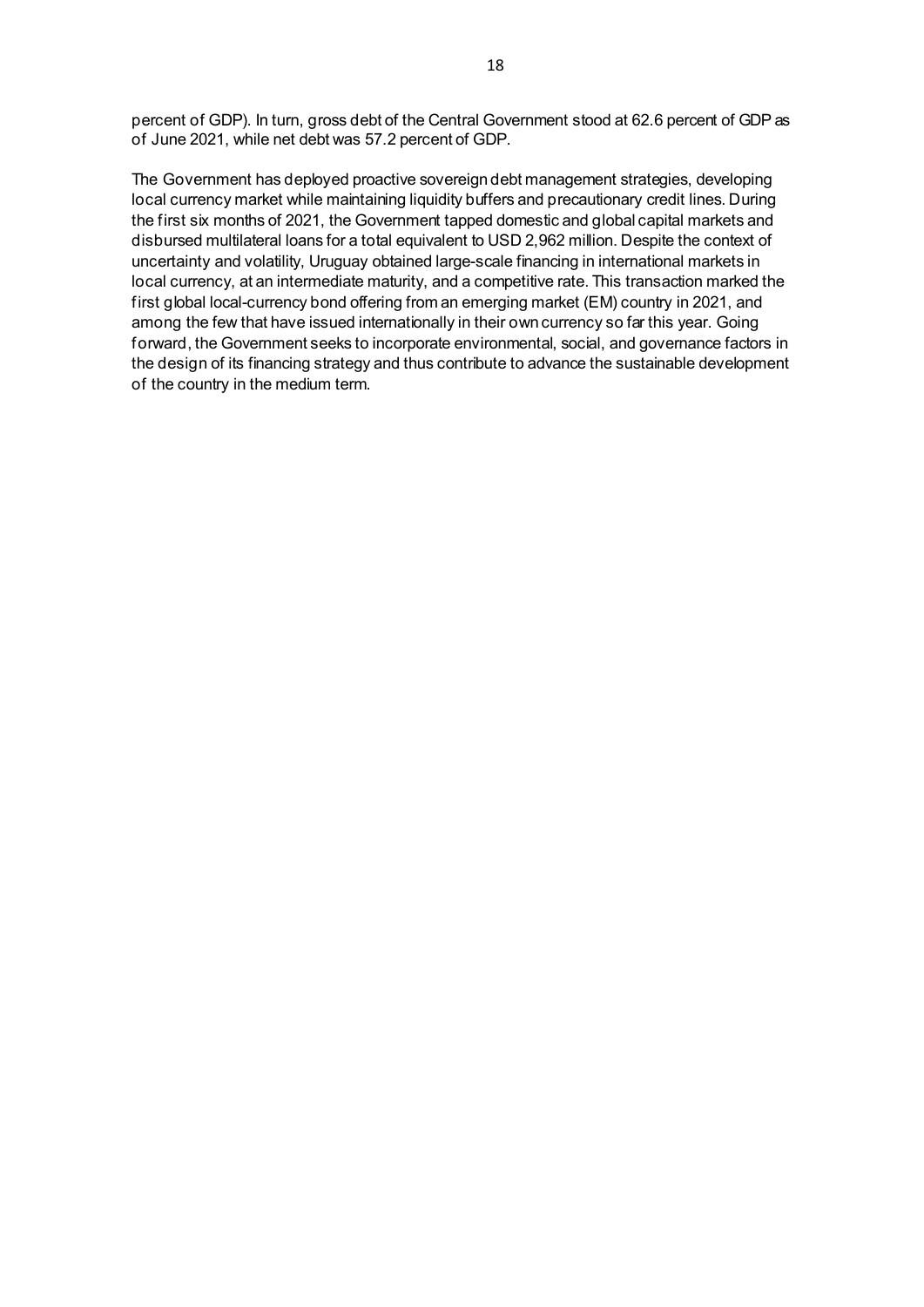percent of GDP). In turn, gross debt of the Central Government stood at 62.6 percent of GDP as of June 2021, while net debt was 57.2 percent of GDP.

The Government has deployed proactive sovereign debt management strategies, developing local currency market while maintaining liquidity buffers and precautionary credit lines. During the first six months of 2021, the Government tapped domestic and global capital markets and disbursed multilateral loans for a total equivalent to USD 2,962 million. Despite the context of uncertainty and volatility, Uruguay obtained large-scale financing in international markets in local currency, at an intermediate maturity, and a competitive rate. This transaction marked the first global local-currency bond offering from an emerging market (EM) country in 2021, and among the few that have issued internationally in their own currency so far this year. Going forward, the Government seeks to incorporate environmental, social, and governance factors in the design of its financing strategy and thus contribute to advance the sustainable development of the country in the medium term.